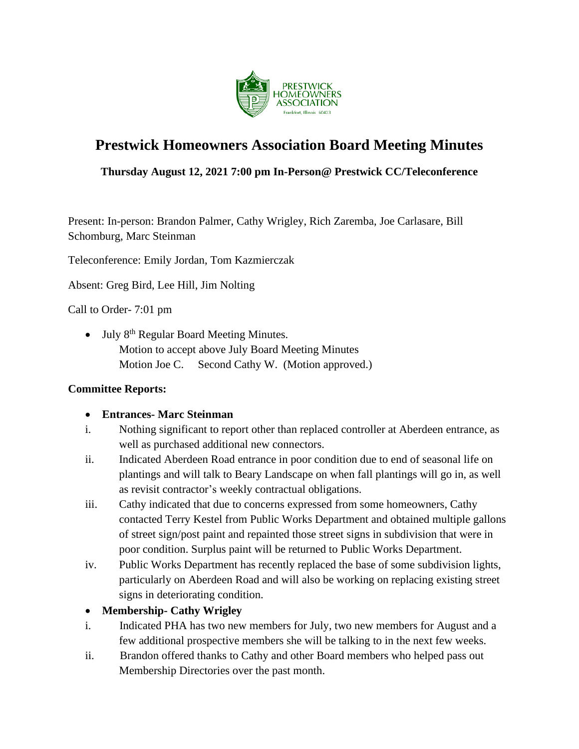# Prestwick Homeowners Association Board Meeting Minutes

**Thursday August 12, 2021 7:00 pm In-Person@ Prestwick CC/Teleconference**

Present: In-person: Brandon Palmer, Cathy Wrigley, Rich Zaremba, Joe Carlasare, Bill Schomburg, Marc Steinman

Teleconference: Emily Jordan, Tom Kazmierczak

Absent: Greg Bird, Lee Hill, Jim Nolting

Call to Order- 7:01 pm

- July 8th Regular Board Meeting Minutes.
  Motion to accept above July Board Meeting Minutes
  Motion Joe C. Second Cathy W. (Motion approved.)

**Committee Reports:**

- **Entrances- Marc Steinman**

i. Nothing significant to report other than replaced controller at Aberdeen entrance, as well as purchased additional new connectors.

ii. Indicated Aberdeen Road entrance in poor condition due to end of seasonal life on plantings and will talk to Beary Landscape on when fall plantings will go in, as well as revisit contractor's weekly contractual obligations.

iii. Cathy indicated that due to concerns expressed from some homeowners, Cathy contacted Terry Kestel from Public Works Department and obtained multiple gallons of street sign/post paint and repainted those street signs in subdivision that were in poor condition. Surplus paint will be returned to Public Works Department.

iv. Public Works Department has recently replaced the base of some subdivision lights, particularly on Aberdeen Road and will also be working on replacing existing street signs in deteriorating condition.

- **Membership- Cathy Wrigley**

i. Indicated PHA has two new members for July, two new members for August and a few additional prospective members she will be talking to in the next few weeks.

ii. Brandon offered thanks to Cathy and other Board members who helped pass out Membership Directories over the past month.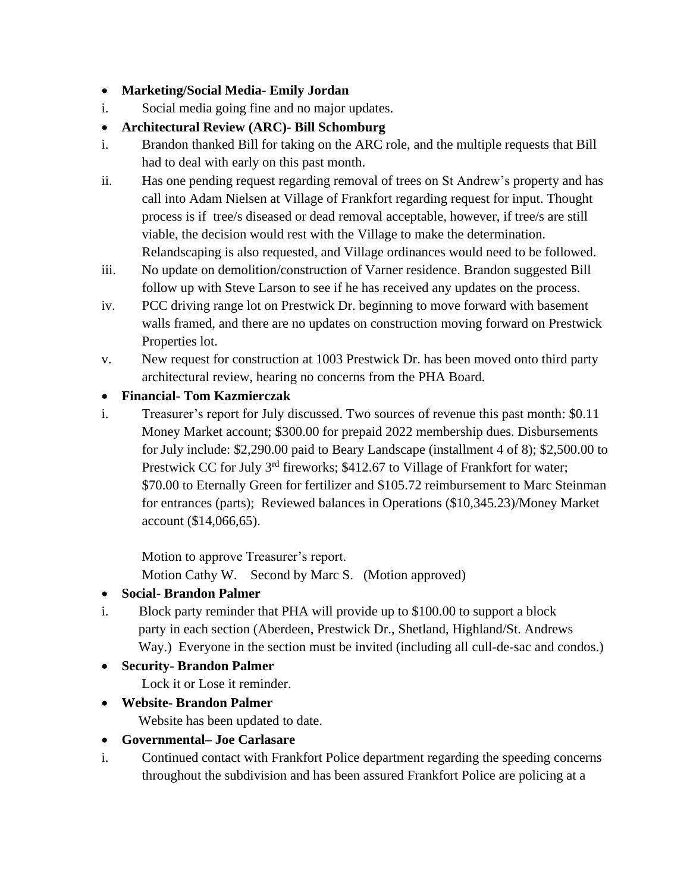- **Marketing/Social Media- Emily Jordan**

i. Social media going fine and no major updates.

- **Architectural Review (ARC)- Bill Schomburg**

i. Brandon thanked Bill for taking on the ARC role, and the multiple requests that Bill had to deal with early on this past month.

ii. Has one pending request regarding removal of trees on St Andrew's property and has call into Adam Nielsen at Village of Frankfort regarding request for input. Thought process is if tree/s diseased or dead removal acceptable, however, if tree/s are still viable, the decision would rest with the Village to make the determination. Relandscaping is also requested, and Village ordinances would need to be followed.

iii. No update on demolition/construction of Varner residence. Brandon suggested Bill follow up with Steve Larson to see if he has received any updates on the process.

iv. PCC driving range lot on Prestwick Dr. beginning to move forward with basement walls framed, and there are no updates on construction moving forward on Prestwick Properties lot.

v. New request for construction at 1003 Prestwick Dr. has been moved onto third party architectural review, hearing no concerns from the PHA Board.

- **Financial- Tom Kazmierczak**

i. Treasurer's report for July discussed. Two sources of revenue this past month: $0.11 Money Market account; $300.00 for prepaid 2022 membership dues. Disbursements for July include: $2,290.00 paid to Beary Landscape (installment 4 of 8); $2,500.00 to Prestwick CC for July 3rd fireworks; $412.67 to Village of Frankfort for water; $70.00 to Eternally Green for fertilizer and $105.72 reimbursement to Marc Steinman for entrances (parts); Reviewed balances in Operations ($10,345.23)/Money Market account ($14,066,65).

Motion to approve Treasurer's report.
Motion Cathy W. Second by Marc S. (Motion approved)

- **Social- Brandon Palmer**

i. Block party reminder that PHA will provide up to $100.00 to support a block party in each section (Aberdeen, Prestwick Dr., Shetland, Highland/St. Andrews Way.) Everyone in the section must be invited (including all cull-de-sac and condos.)

- **Security- Brandon Palmer**

Lock it or Lose it reminder.

- **Website- Brandon Palmer**

Website has been updated to date.

- **Governmental– Joe Carlasare**

i. Continued contact with Frankfort Police department regarding the speeding concerns throughout the subdivision and has been assured Frankfort Police are policing at a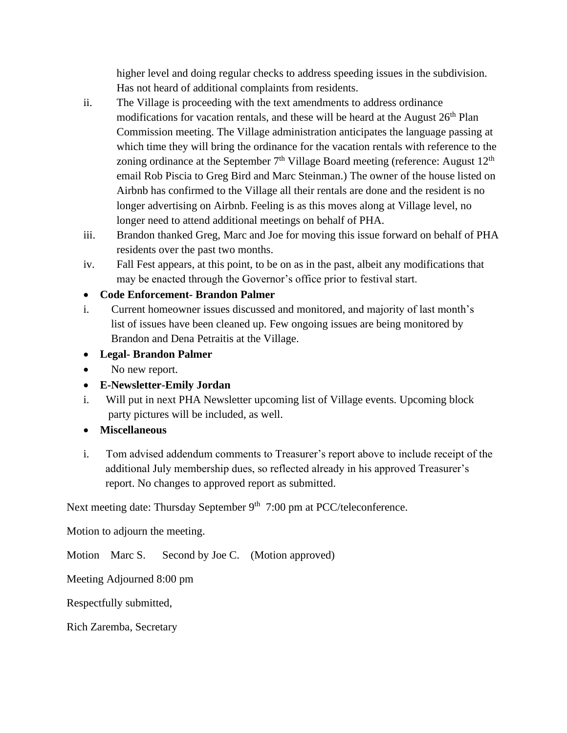higher level and doing regular checks to address speeding issues in the subdivision. Has not heard of additional complaints from residents.

ii. The Village is proceeding with the text amendments to address ordinance modifications for vacation rentals, and these will be heard at the August 26th Plan Commission meeting. The Village administration anticipates the language passing at which time they will bring the ordinance for the vacation rentals with reference to the zoning ordinance at the September 7th Village Board meeting (reference: August 12th email Rob Piscia to Greg Bird and Marc Steinman.) The owner of the house listed on Airbnb has confirmed to the Village all their rentals are done and the resident is no longer advertising on Airbnb. Feeling is as this moves along at Village level, no longer need to attend additional meetings on behalf of PHA.

iii. Brandon thanked Greg, Marc and Joe for moving this issue forward on behalf of PHA residents over the past two months.

iv. Fall Fest appears, at this point, to be on as in the past, albeit any modifications that may be enacted through the Governor's office prior to festival start.

- **Code Enforcement- Brandon Palmer**

i. Current homeowner issues discussed and monitored, and majority of last month's list of issues have been cleaned up. Few ongoing issues are being monitored by Brandon and Dena Petraitis at the Village.

- **Legal- Brandon Palmer**
- No new report.
- **E-Newsletter-Emily Jordan**

i. Will put in next PHA Newsletter upcoming list of Village events. Upcoming block party pictures will be included, as well.

- **Miscellaneous**

i. Tom advised addendum comments to Treasurer's report above to include receipt of the additional July membership dues, so reflected already in his approved Treasurer's report. No changes to approved report as submitted.

Next meeting date: Thursday September 9th 7:00 pm at PCC/teleconference.

Motion to adjourn the meeting.

Motion Marc S. Second by Joe C. (Motion approved)

Meeting Adjourned 8:00 pm

Respectfully submitted,

Rich Zaremba, Secretary